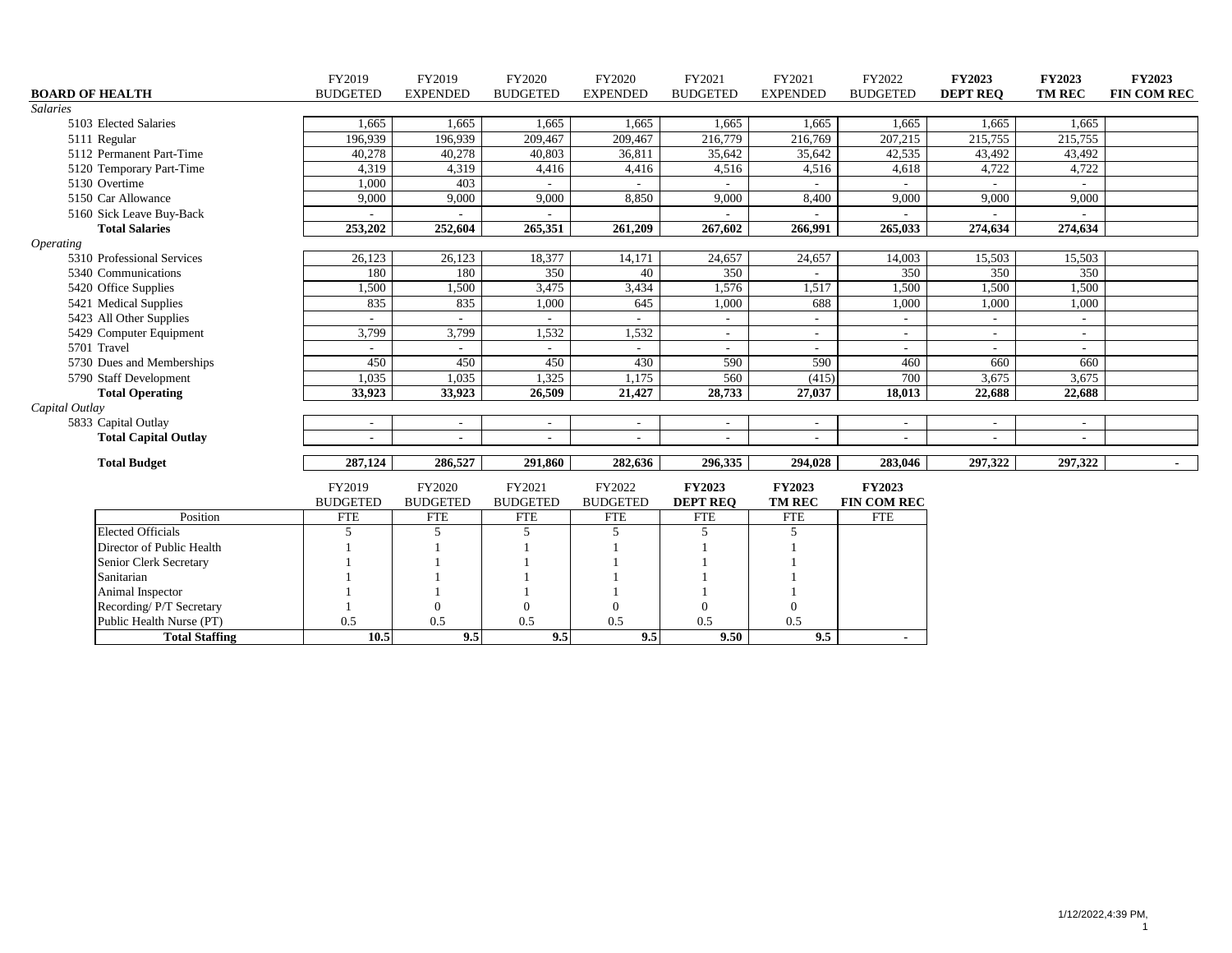| BOARD OF HEALTH | FY2019 BUDGETED | FY2019 EXPENDED | FY2020 BUDGETED | FY2020 EXPENDED | FY2021 BUDGETED | FY2021 EXPENDED | FY2022 BUDGETED | **FY2023 DEPT REQ** | **FY2023 TM REC** | **FY2023 FIN COM REC** |
|---|---|---|---|---|---|---|---|---|---|---|
| *Salaries* | | | | | | | | | | |
| 5103 Elected Salaries | 1,665 | 1,665 | 1,665 | 1,665 | 1,665 | 1,665 | 1,665 | 1,665 | 1,665 | |
| 5111 Regular | 196,939 | 196,939 | 209,467 | 209,467 | 216,779 | 216,769 | 207,215 | 215,755 | 215,755 | |
| 5112 Permanent Part-Time | 40,278 | 40,278 | 40,803 | 36,811 | 35,642 | 35,642 | 42,535 | 43,492 | 43,492 | |
| 5120 Temporary Part-Time | 4,319 | 4,319 | 4,416 | 4,416 | 4,516 | 4,516 | 4,618 | 4,722 | 4,722 | |
| 5130 Overtime | 1,000 | 403 | - | - | - | - | - | - | - | |
| 5150 Car Allowance | 9,000 | 9,000 | 9,000 | 8,850 | 9,000 | 8,400 | 9,000 | 9,000 | 9,000 | |
| 5160 Sick Leave Buy-Back | - | - | - | | - | - | - | - | - | |
| **Total Salaries** | **253,202** | **252,604** | **265,351** | **261,209** | **267,602** | **266,991** | **265,033** | **274,634** | **274,634** | |
| *Operating* | | | | | | | | | | |
| 5310 Professional Services | 26,123 | 26,123 | 18,377 | 14,171 | 24,657 | 24,657 | 14,003 | 15,503 | 15,503 | |
| 5340 Communications | 180 | 180 | 350 | 40 | 350 | - | 350 | 350 | 350 | |
| 5420 Office Supplies | 1,500 | 1,500 | 3,475 | 3,434 | 1,576 | 1,517 | 1,500 | 1,500 | 1,500 | |
| 5421 Medical Supplies | 835 | 835 | 1,000 | 645 | 1,000 | 688 | 1,000 | 1,000 | 1,000 | |
| 5423 All Other Supplies | - | - | - | - | - | - | - | - | - | |
| 5429 Computer Equipment | 3,799 | 3,799 | 1,532 | 1,532 | - | - | - | - | - | |
| 5701 Travel | - | - | - | - | - | - | - | - | - | |
| 5730 Dues and Memberships | 450 | 450 | 450 | 430 | 590 | 590 | 460 | 660 | 660 | |
| 5790 Staff Development | 1,035 | 1,035 | 1,325 | 1,175 | 560 | (415) | 700 | 3,675 | 3,675 | |
| **Total Operating** | **33,923** | **33,923** | **26,509** | **21,427** | **28,733** | **27,037** | **18,013** | **22,688** | **22,688** | |
| *Capital Outlay* | | | | | | | | | | |
| 5833 Capital Outlay | - | - | - | - | - | - | - | - | - | |
| **Total Capital Outlay** | - | - | - | - | - | - | - | - | - | |
| **Total Budget** | **287,124** | **286,527** | **291,860** | **282,636** | **296,335** | **294,028** | **283,046** | **297,322** | **297,322** | - |

| Position | FY2019 BUDGETED FTE | FY2020 BUDGETED FTE | FY2021 BUDGETED FTE | FY2022 BUDGETED FTE | **FY2023 DEPT REQ** FTE | **FY2023 TM REC** FTE | **FY2023 FIN COM REC** FTE |
|---|---|---|---|---|---|---|---|
| Elected Officials | 5 | 5 | 5 | 5 | 5 | 5 | |
| Director of Public Health | 1 | 1 | 1 | 1 | 1 | 1 | |
| Senior Clerk Secretary | 1 | 1 | 1 | 1 | 1 | 1 | |
| Sanitarian | 1 | 1 | 1 | 1 | 1 | 1 | |
| Animal Inspector | 1 | 1 | 1 | 1 | 1 | 1 | |
| Recording/ P/T Secretary | 1 | 0 | 0 | 0 | 0 | 0 | |
| Public Health Nurse (PT) | 0.5 | 0.5 | 0.5 | 0.5 | 0.5 | 0.5 | |
| **Total Staffing** | **10.5** | **9.5** | **9.5** | **9.5** | **9.50** | **9.5** | - |

1/12/2022,4:39 PM,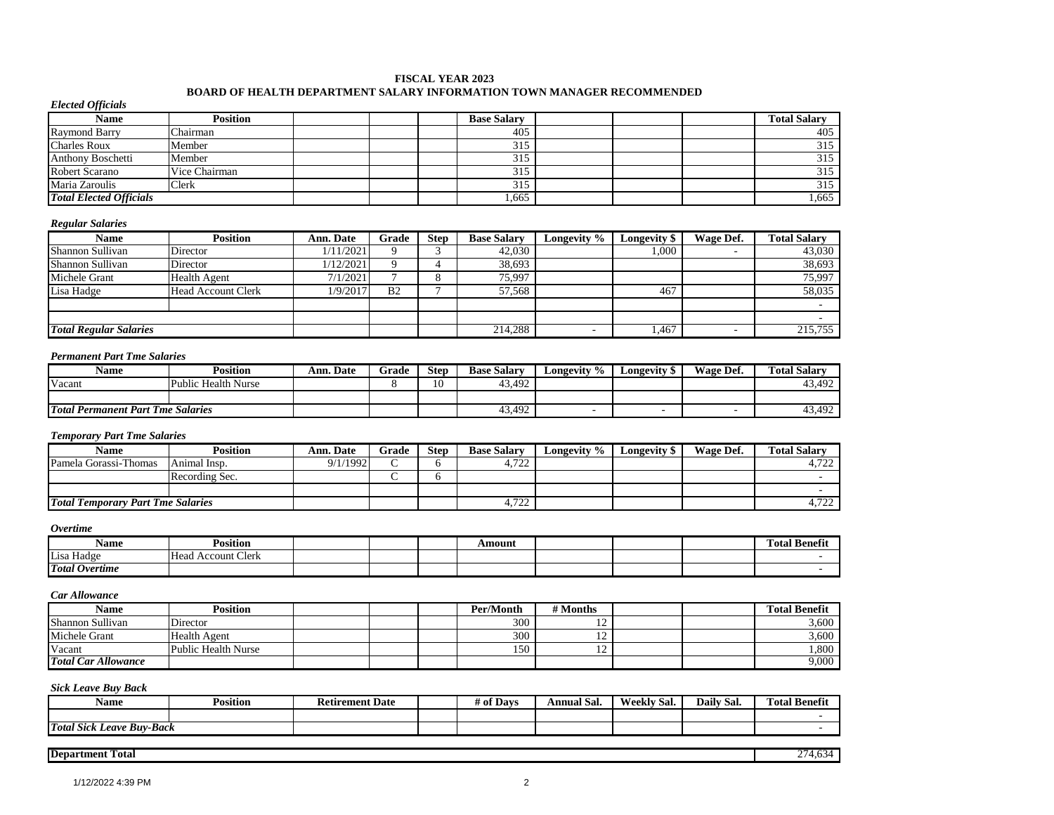# FISCAL YEAR 2023

## BOARD OF HEALTH DEPARTMENT SALARY INFORMATION TOWN MANAGER RECOMMENDED

*Elected Officials*

| Name | Position | | | | Base Salary | | | | Total Salary |
|---|---|---|---|---|---|---|---|---|---|
| Raymond Barry | Chairman | | | | 405 | | | | 405 |
| Charles Roux | Member | | | | 315 | | | | 315 |
| Anthony Boschetti | Member | | | | 315 | | | | 315 |
| Robert Scarano | Vice Chairman | | | | 315 | | | | 315 |
| Maria Zaroulis | Clerk | | | | 315 | | | | 315 |
| ***Total Elected Officials*** | | | | | 1,665 | | | | 1,665 |

*Regular Salaries*

| Name | Position | Ann. Date | Grade | Step | Base Salary | Longevity % | Longevity $ | Wage Def. | Total Salary |
|---|---|---|---|---|---|---|---|---|---|
| Shannon Sullivan | Director | 1/11/2021 | 9 | 3 | 42,030 | | 1,000 | - | 43,030 |
| Shannon Sullivan | Director | 1/12/2021 | 9 | 4 | 38,693 | | | | 38,693 |
| Michele Grant | Health Agent | 7/1/2021 | 7 | 8 | 75,997 | | | | 75,997 |
| Lisa Hadge | Head Account Clerk | 1/9/2017 | B2 | 7 | 57,568 | | 467 | | 58,035 |
| | | | | | | | | | - |
| | | | | | | | | | - |
| ***Total Regular Salaries*** | | | | | 214,288 | - | 1,467 | - | 215,755 |

*Permanent Part Tme Salaries*

| Name | Position | Ann. Date | Grade | Step | Base Salary | Longevity % | Longevity $ | Wage Def. | Total Salary |
|---|---|---|---|---|---|---|---|---|---|
| Vacant | Public Health Nurse | | 8 | 10 | 43,492 | | | | 43,492 |
| | | | | | | | | | |
| ***Total Permanent Part Tme Salaries*** | | | | | 43,492 | - | - | - | 43,492 |

*Temporary Part Tme Salaries*

| Name | Position | Ann. Date | Grade | Step | Base Salary | Longevity % | Longevity $ | Wage Def. | Total Salary |
|---|---|---|---|---|---|---|---|---|---|
| Pamela Gorassi-Thomas | Animal Insp. | 9/1/1992 | C | 6 | 4,722 | | | | 4,722 |
| | Recording Sec. | | C | 6 | | | | | - |
| | | | | | | | | | - |
| ***Total Temporary Part Tme Salaries*** | | | | | 4,722 | | | | 4,722 |

*Overtime*

| Name | Position | | | | Amount | | | | Total Benefit |
|---|---|---|---|---|---|---|---|---|---|
| Lisa Hadge | Head Account Clerk | | | | | | | | - |
| ***Total Overtime*** | | | | | | | | | - |

*Car Allowance*

| Name | Position | | | | Per/Month | # Months | | | Total Benefit |
|---|---|---|---|---|---|---|---|---|---|
| Shannon Sullivan | Director | | | | 300 | 12 | | | 3,600 |
| Michele Grant | Health Agent | | | | 300 | 12 | | | 3,600 |
| Vacant | Public Health Nurse | | | | 150 | 12 | | | 1,800 |
| ***Total Car Allowance*** | | | | | | | | | 9,000 |

*Sick Leave Buy Back*

| Name | Position | Retirement Date | | # of Days | Annual Sal. | Weekly Sal. | Daily Sal. | Total Benefit |
|---|---|---|---|---|---|---|---|---|
| | | | | | | | | - |
| ***Total Sick Leave Buy-Back*** | | | | | | | | - |

| **Department Total** | 274,634 |
|---|---|

1/12/2022 4:39 PM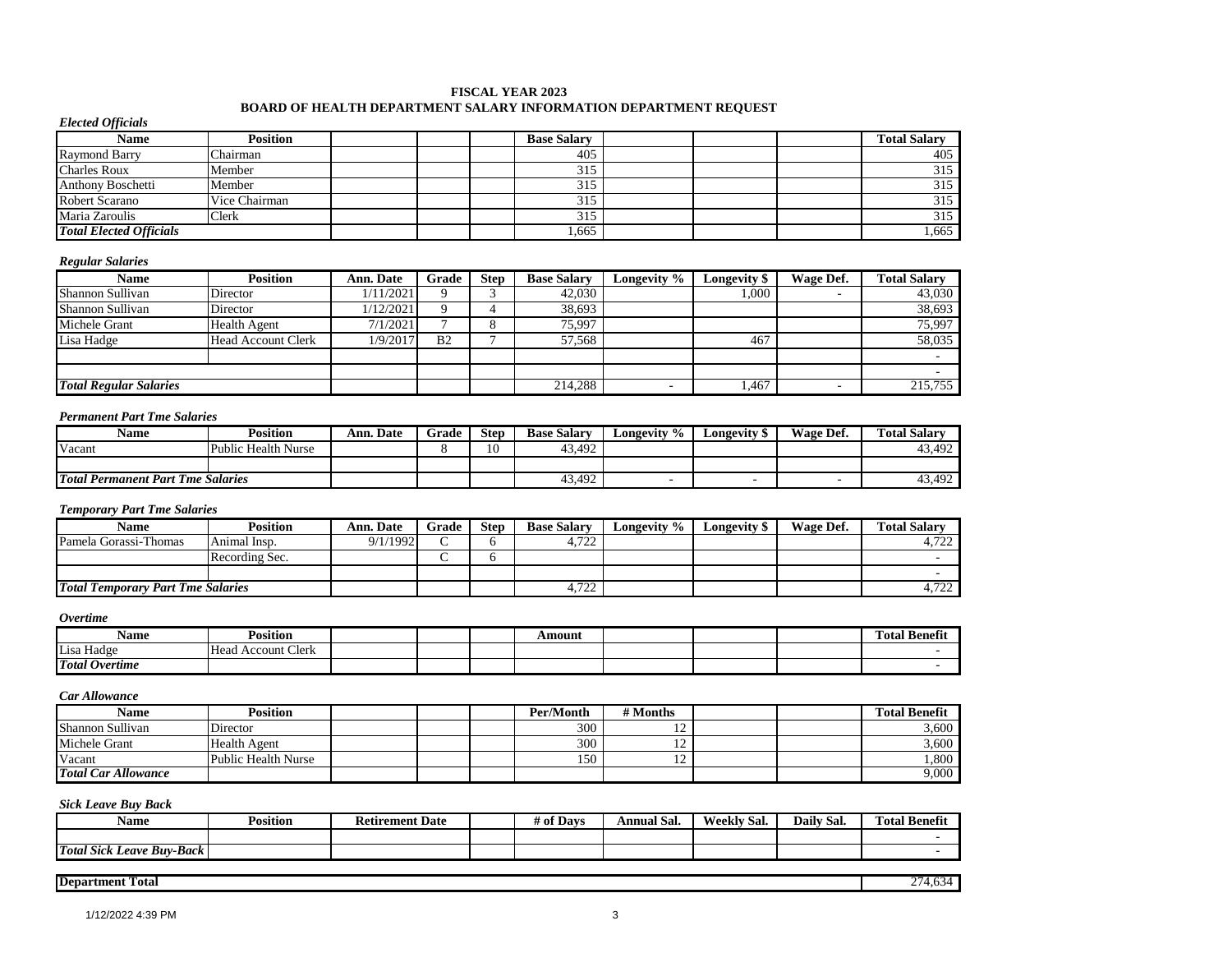# FISCAL YEAR 2023
## BOARD OF HEALTH DEPARTMENT SALARY INFORMATION DEPARTMENT REQUEST

*Elected Officials*

| Name | Position | | | | Base Salary | | | | Total Salary |
|---|---|---|---|---|---|---|---|---|---|
| Raymond Barry | Chairman | | | | 405 | | | | 405 |
| Charles Roux | Member | | | | 315 | | | | 315 |
| Anthony Boschetti | Member | | | | 315 | | | | 315 |
| Robert Scarano | Vice Chairman | | | | 315 | | | | 315 |
| Maria Zaroulis | Clerk | | | | 315 | | | | 315 |
| *Total Elected Officials* | | | | | 1,665 | | | | 1,665 |

*Regular Salaries*

| Name | Position | Ann. Date | Grade | Step | Base Salary | Longevity % | Longevity $ | Wage Def. | Total Salary |
|---|---|---|---|---|---|---|---|---|---|
| Shannon Sullivan | Director | 1/11/2021 | 9 | 3 | 42,030 | | 1,000 | - | 43,030 |
| Shannon Sullivan | Director | 1/12/2021 | 9 | 4 | 38,693 | | | | 38,693 |
| Michele Grant | Health Agent | 7/1/2021 | 7 | 8 | 75,997 | | | | 75,997 |
| Lisa Hadge | Head Account Clerk | 1/9/2017 | B2 | 7 | 57,568 | | 467 | | 58,035 |
| | | | | | | | | | - |
| | | | | | | | | | - |
| *Total Regular Salaries* | | | | | 214,288 | - | 1,467 | - | 215,755 |

*Permanent Part Tme Salaries*

| Name | Position | Ann. Date | Grade | Step | Base Salary | Longevity % | Longevity $ | Wage Def. | Total Salary |
|---|---|---|---|---|---|---|---|---|---|
| Vacant | Public Health Nurse | | 8 | 10 | 43,492 | | | | 43,492 |
| | | | | | | | | | |
| *Total Permanent Part Tme Salaries* | | | | | 43,492 | - | - | - | 43,492 |

*Temporary Part Tme Salaries*

| Name | Position | Ann. Date | Grade | Step | Base Salary | Longevity % | Longevity $ | Wage Def. | Total Salary |
|---|---|---|---|---|---|---|---|---|---|
| Pamela Gorassi-Thomas | Animal Insp. | 9/1/1992 | C | 6 | 4,722 | | | | 4,722 |
| | Recording Sec. | | C | 6 | | | | | - |
| | | | | | | | | | - |
| *Total Temporary Part Tme Salaries* | | | | | 4,722 | | | | 4,722 |

*Overtime*

| Name | Position | | | | Amount | | | | Total Benefit |
|---|---|---|---|---|---|---|---|---|---|
| Lisa Hadge | Head Account Clerk | | | | | | | | - |
| *Total Overtime* | | | | | | | | | - |

*Car Allowance*

| Name | Position | | | | Per/Month | # Months | | | Total Benefit |
|---|---|---|---|---|---|---|---|---|---|
| Shannon Sullivan | Director | | | | 300 | 12 | | | 3,600 |
| Michele Grant | Health Agent | | | | 300 | 12 | | | 3,600 |
| Vacant | Public Health Nurse | | | | 150 | 12 | | | 1,800 |
| *Total Car Allowance* | | | | | | | | | 9,000 |

*Sick Leave Buy Back*

| Name | Position | Retirement Date | | # of Days | Annual Sal. | Weekly Sal. | Daily Sal. | Total Benefit |
|---|---|---|---|---|---|---|---|---|
| | | | | | | | | - |
| *Total Sick Leave Buy-Back* | | | | | | | | - |

| **Department Total** | 274,634 |
|---|---|

1/12/2022 4:39 PM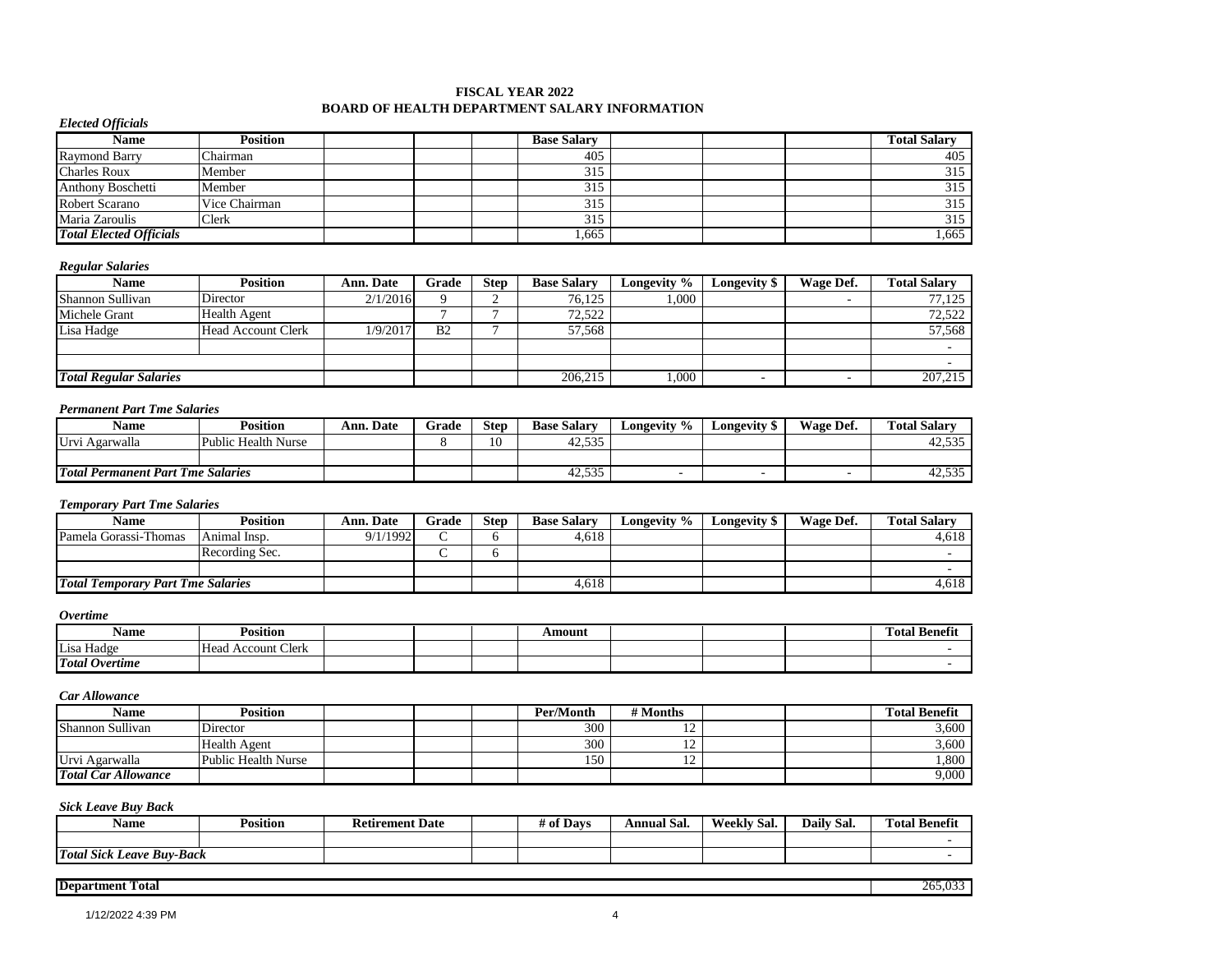## FISCAL YEAR 2022
## BOARD OF HEALTH DEPARTMENT SALARY INFORMATION

*Elected Officials*

| Name | Position | | | | Base Salary | | | | Total Salary |
|---|---|---|---|---|---|---|---|---|---|
| Raymond Barry | Chairman | | | | 405 | | | | 405 |
| Charles Roux | Member | | | | 315 | | | | 315 |
| Anthony Boschetti | Member | | | | 315 | | | | 315 |
| Robert Scarano | Vice Chairman | | | | 315 | | | | 315 |
| Maria Zaroulis | Clerk | | | | 315 | | | | 315 |
| ***Total Elected Officials*** | | | | | 1,665 | | | | 1,665 |

*Regular Salaries*

| Name | Position | Ann. Date | Grade | Step | Base Salary | Longevity % | Longevity $ | Wage Def. | Total Salary |
|---|---|---|---|---|---|---|---|---|---|
| Shannon Sullivan | Director | 2/1/2016 | 9 | 2 | 76,125 | 1,000 | | - | 77,125 |
| Michele Grant | Health Agent | | 7 | 7 | 72,522 | | | | 72,522 |
| Lisa Hadge | Head Account Clerk | 1/9/2017 | B2 | 7 | 57,568 | | | | 57,568 |
| | | | | | | | | | - |
| | | | | | | | | | - |
| ***Total Regular Salaries*** | | | | | 206,215 | 1,000 | - | - | 207,215 |

*Permanent Part Tme Salaries*

| Name | Position | Ann. Date | Grade | Step | Base Salary | Longevity % | Longevity $ | Wage Def. | Total Salary |
|---|---|---|---|---|---|---|---|---|---|
| Urvi Agarwalla | Public Health Nurse | | 8 | 10 | 42,535 | | | | 42,535 |
| | | | | | | | | | |
| ***Total Permanent Part Tme Salaries*** | | | | | 42,535 | - | - | - | 42,535 |

*Temporary Part Tme Salaries*

| Name | Position | Ann. Date | Grade | Step | Base Salary | Longevity % | Longevity $ | Wage Def. | Total Salary |
|---|---|---|---|---|---|---|---|---|---|
| Pamela Gorassi-Thomas | Animal Insp. | 9/1/1992 | C | 6 | 4,618 | | | | 4,618 |
| | Recording Sec. | | C | 6 | | | | | - |
| | | | | | | | | | - |
| ***Total Temporary Part Tme Salaries*** | | | | | 4,618 | | | | 4,618 |

*Overtime*

| Name | Position | | | | Amount | | | | Total Benefit |
|---|---|---|---|---|---|---|---|---|---|
| Lisa Hadge | Head Account Clerk | | | | | | | | - |
| ***Total Overtime*** | | | | | | | | | - |

*Car Allowance*

| Name | Position | | | | Per/Month | # Months | | | Total Benefit |
|---|---|---|---|---|---|---|---|---|---|
| Shannon Sullivan | Director | | | | 300 | 12 | | | 3,600 |
| | Health Agent | | | | 300 | 12 | | | 3,600 |
| Urvi Agarwalla | Public Health Nurse | | | | 150 | 12 | | | 1,800 |
| ***Total Car Allowance*** | | | | | | | | | 9,000 |

*Sick Leave Buy Back*

| Name | Position | Retirement Date | | # of Days | Annual Sal. | Weekly Sal. | Daily Sal. | Total Benefit |
|---|---|---|---|---|---|---|---|---|
| | | | | | | | | - |
| ***Total Sick Leave Buy-Back*** | | | | | | | | - |

| **Department Total** | 265,033 |
|---|---|

1/12/2022 4:39 PM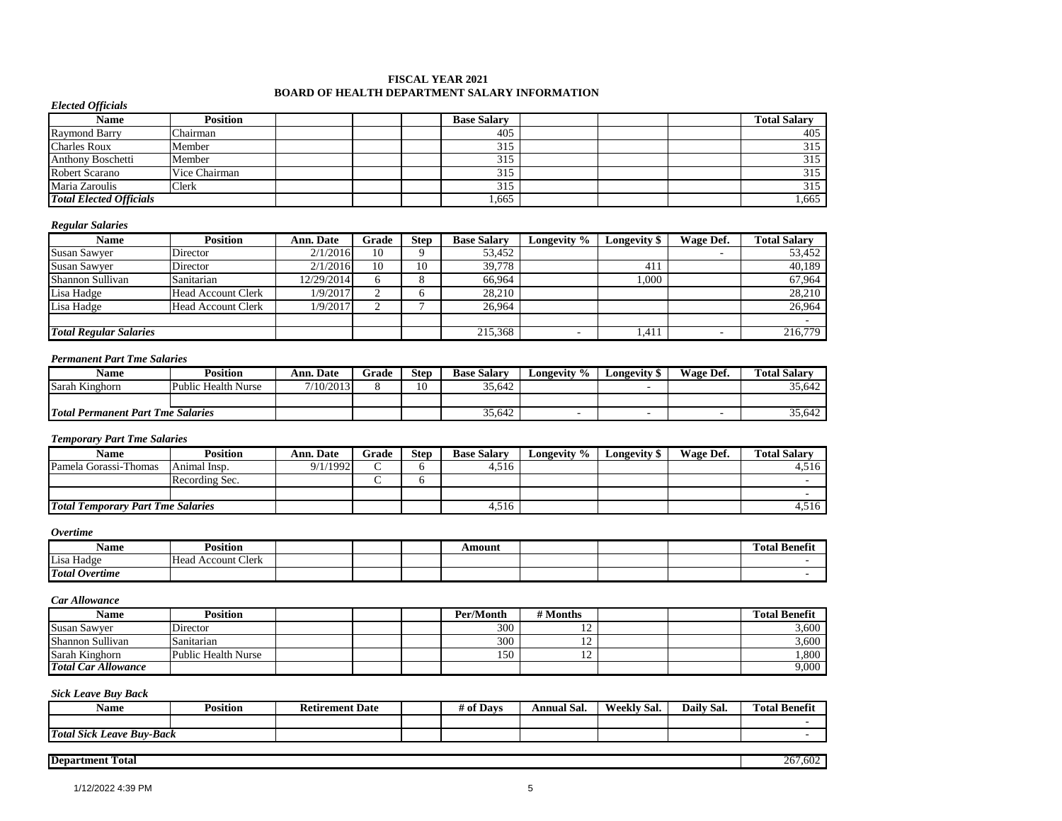# FISCAL YEAR 2021
## BOARD OF HEALTH DEPARTMENT SALARY INFORMATION

*Elected Officials*

| Name | Position | | | | Base Salary | | | | Total Salary |
|---|---|---|---|---|---|---|---|---|---|
| Raymond Barry | Chairman | | | | 405 | | | | 405 |
| Charles Roux | Member | | | | 315 | | | | 315 |
| Anthony Boschetti | Member | | | | 315 | | | | 315 |
| Robert Scarano | Vice Chairman | | | | 315 | | | | 315 |
| Maria Zaroulis | Clerk | | | | 315 | | | | 315 |
| *Total Elected Officials* | | | | | 1,665 | | | | 1,665 |

*Regular Salaries*

| Name | Position | Ann. Date | Grade | Step | Base Salary | Longevity % | Longevity $ | Wage Def. | Total Salary |
|---|---|---|---|---|---|---|---|---|---|
| Susan Sawyer | Director | 2/1/2016 | 10 | 9 | 53,452 | | | - | 53,452 |
| Susan Sawyer | Director | 2/1/2016 | 10 | 10 | 39,778 | | 411 | | 40,189 |
| Shannon Sullivan | Sanitarian | 12/29/2014 | 6 | 8 | 66,964 | | 1,000 | | 67,964 |
| Lisa Hadge | Head Account Clerk | 1/9/2017 | 2 | 6 | 28,210 | | | | 28,210 |
| Lisa Hadge | Head Account Clerk | 1/9/2017 | 2 | 7 | 26,964 | | | | 26,964 |
| | | | | | | | | | - |
| *Total Regular Salaries* | | | | | 215,368 | - | 1,411 | - | 216,779 |

*Permanent Part Tme Salaries*

| Name | Position | Ann. Date | Grade | Step | Base Salary | Longevity % | Longevity $ | Wage Def. | Total Salary |
|---|---|---|---|---|---|---|---|---|---|
| Sarah Kinghorn | Public Health Nurse | 7/10/2013 | 8 | 10 | 35,642 | | - | | 35,642 |
| | | | | | | | | | |
| *Total Permanent Part Tme Salaries* | | | | | 35,642 | - | - | - | 35,642 |

*Temporary Part Tme Salaries*

| Name | Position | Ann. Date | Grade | Step | Base Salary | Longevity % | Longevity $ | Wage Def. | Total Salary |
|---|---|---|---|---|---|---|---|---|---|
| Pamela Gorassi-Thomas | Animal Insp. | 9/1/1992 | C | 6 | 4,516 | | | | 4,516 |
| | Recording Sec. | | C | 6 | | | | | - |
| | | | | | | | | | - |
| *Total Temporary Part Tme Salaries* | | | | | 4,516 | | | | 4,516 |

*Overtime*

| Name | Position | | | | Amount | | | | Total Benefit |
|---|---|---|---|---|---|---|---|---|---|
| Lisa Hadge | Head Account Clerk | | | | | | | | - |
| *Total Overtime* | | | | | | | | | - |

*Car Allowance*

| Name | Position | | | | Per/Month | # Months | | | Total Benefit |
|---|---|---|---|---|---|---|---|---|---|
| Susan Sawyer | Director | | | | 300 | 12 | | | 3,600 |
| Shannon Sullivan | Sanitarian | | | | 300 | 12 | | | 3,600 |
| Sarah Kinghorn | Public Health Nurse | | | | 150 | 12 | | | 1,800 |
| *Total Car Allowance* | | | | | | | | | 9,000 |

*Sick Leave Buy Back*

| Name | Position | Retirement Date | | # of Days | Annual Sal. | Weekly Sal. | Daily Sal. | Total Benefit |
|---|---|---|---|---|---|---|---|---|
| | | | | | | | | - |
| *Total Sick Leave Buy-Back* | | | | | | | | - |

| **Department Total** | 267,602 |
|---|---|

1/12/2022 4:39 PM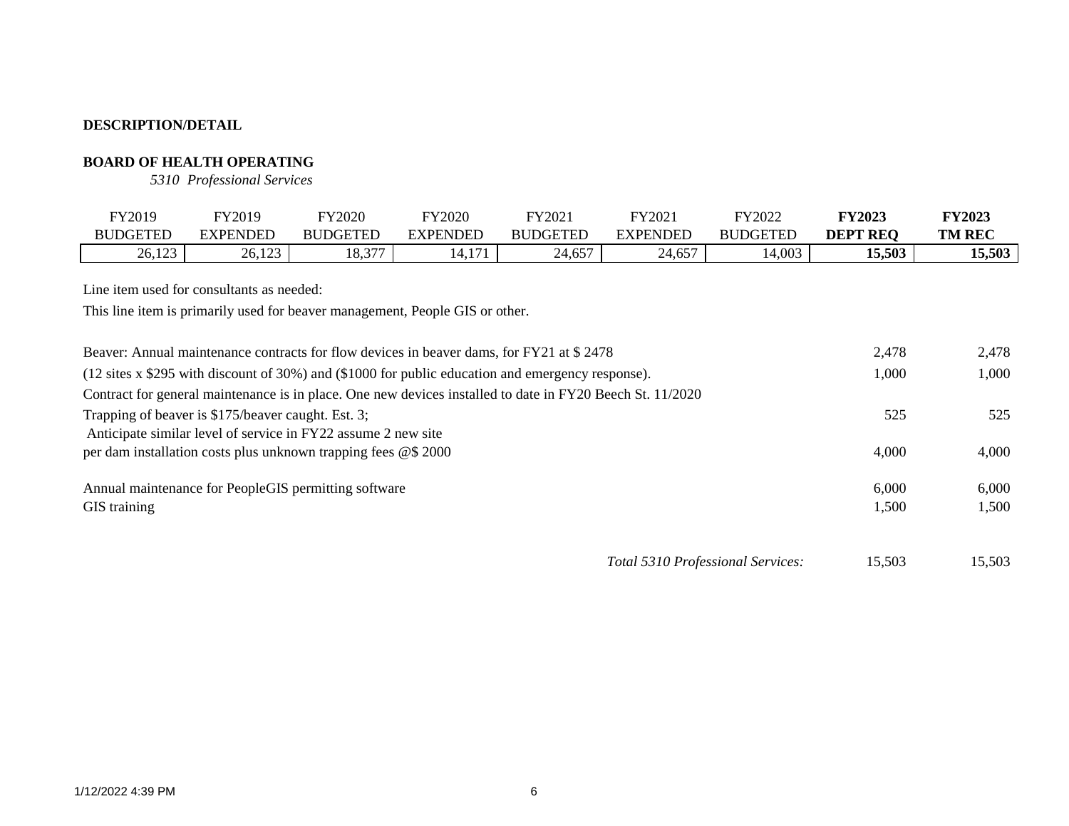**DESCRIPTION/DETAIL**

**BOARD OF HEALTH OPERATING**

*5310 Professional Services*

| FY2019 BUDGETED | FY2019 EXPENDED | FY2020 BUDGETED | FY2020 EXPENDED | FY2021 BUDGETED | FY2021 EXPENDED | FY2022 BUDGETED | **FY2023 DEPT REQ** | **FY2023 TM REC** |
|---|---|---|---|---|---|---|---|---|
| 26,123 | 26,123 | 18,377 | 14,171 | 24,657 | 24,657 | 14,003 | **15,503** | **15,503** |

Line item used for consultants as needed:

This line item is primarily used for beaver management, People GIS or other.

| Description | FY2023 DEPT REQ | FY2023 TM REC |
|---|---|---|
| Beaver: Annual maintenance contracts for flow devices in beaver dams, for FY21 at $ 2478 | 2,478 | 2,478 |
| (12 sites x $295 with discount of 30%) and ($1000 for public education and emergency response). | 1,000 | 1,000 |
| Contract for general maintenance is in place. One new devices installed to date in FY20 Beech St. 11/2020 | | |
| Trapping of beaver is $175/beaver caught. Est. 3; | 525 | 525 |
| Anticipate similar level of service in FY22 assume 2 new site | | |
| per dam installation costs plus unknown trapping fees @$ 2000 | 4,000 | 4,000 |
| Annual maintenance for PeopleGIS permitting software | 6,000 | 6,000 |
| GIS training | 1,500 | 1,500 |
| *Total 5310 Professional Services:* | 15,503 | 15,503 |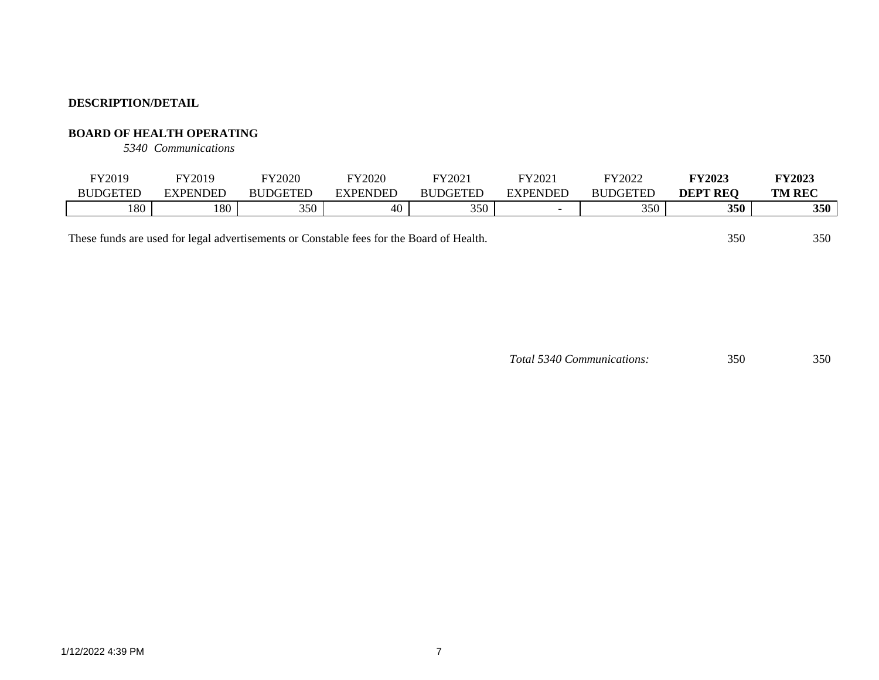**DESCRIPTION/DETAIL**

**BOARD OF HEALTH OPERATING**

*5340 Communications*

| FY2019 BUDGETED | FY2019 EXPENDED | FY2020 BUDGETED | FY2020 EXPENDED | FY2021 BUDGETED | FY2021 EXPENDED | FY2022 BUDGETED | **FY2023 DEPT REQ** | **FY2023 TM REC** |
|---|---|---|---|---|---|---|---|---|
| 180 | 180 | 350 | 40 | 350 | - | 350 | **350** | **350** |

| | DEPT REQ | TM REC |
|---|---|---|
| These funds are used for legal advertisements or Constable fees for the Board of Health. | 350 | 350 |
| *Total 5340 Communications:* | 350 | 350 |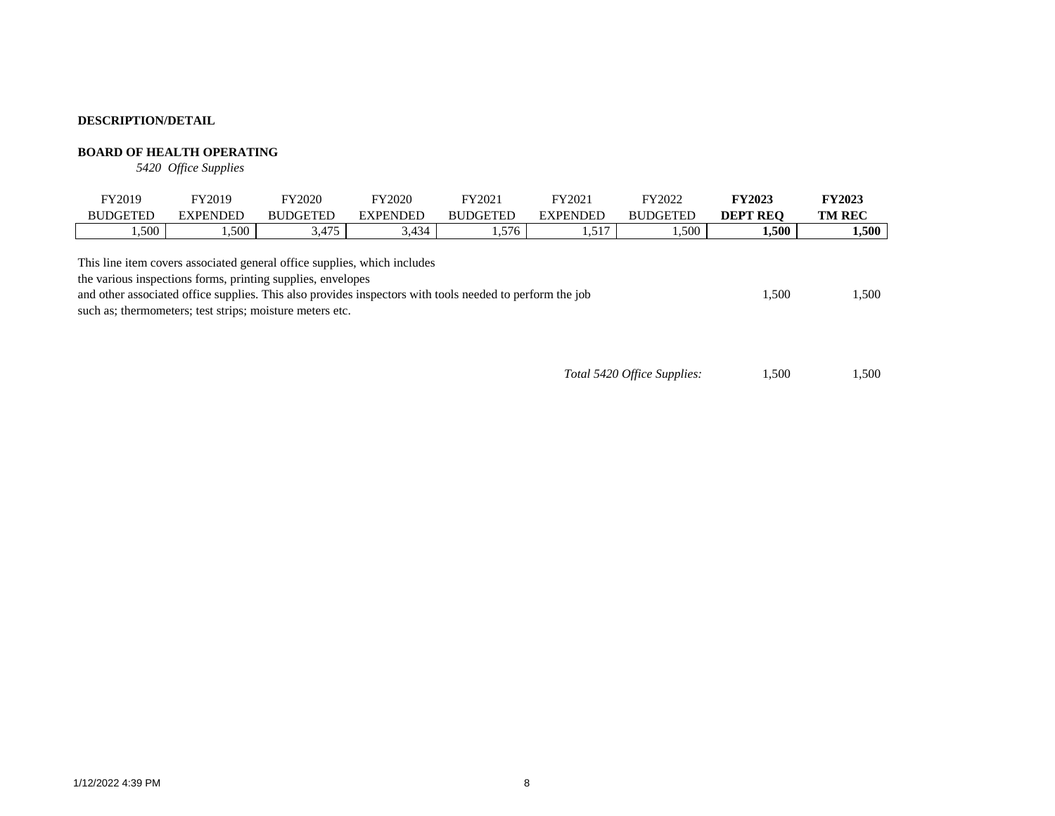**DESCRIPTION/DETAIL**

**BOARD OF HEALTH OPERATING**

*5420 Office Supplies*

| FY2019 BUDGETED | FY2019 EXPENDED | FY2020 BUDGETED | FY2020 EXPENDED | FY2021 BUDGETED | FY2021 EXPENDED | FY2022 BUDGETED | **FY2023 DEPT REQ** | **FY2023 TM REC** |
|---|---|---|---|---|---|---|---|---|
| 1,500 | 1,500 | 3,475 | 3,434 | 1,576 | 1,517 | 1,500 | **1,500** | **1,500** |

| Description | FY2023 DEPT REQ | FY2023 TM REC |
|---|---|---|
| This line item covers associated general office supplies, which includes the various inspections forms, printing supplies, envelopes and other associated office supplies. This also provides inspectors with tools needed to perform the job such as; thermometers; test strips; moisture meters etc. | 1,500 | 1,500 |
| *Total 5420 Office Supplies:* | 1,500 | 1,500 |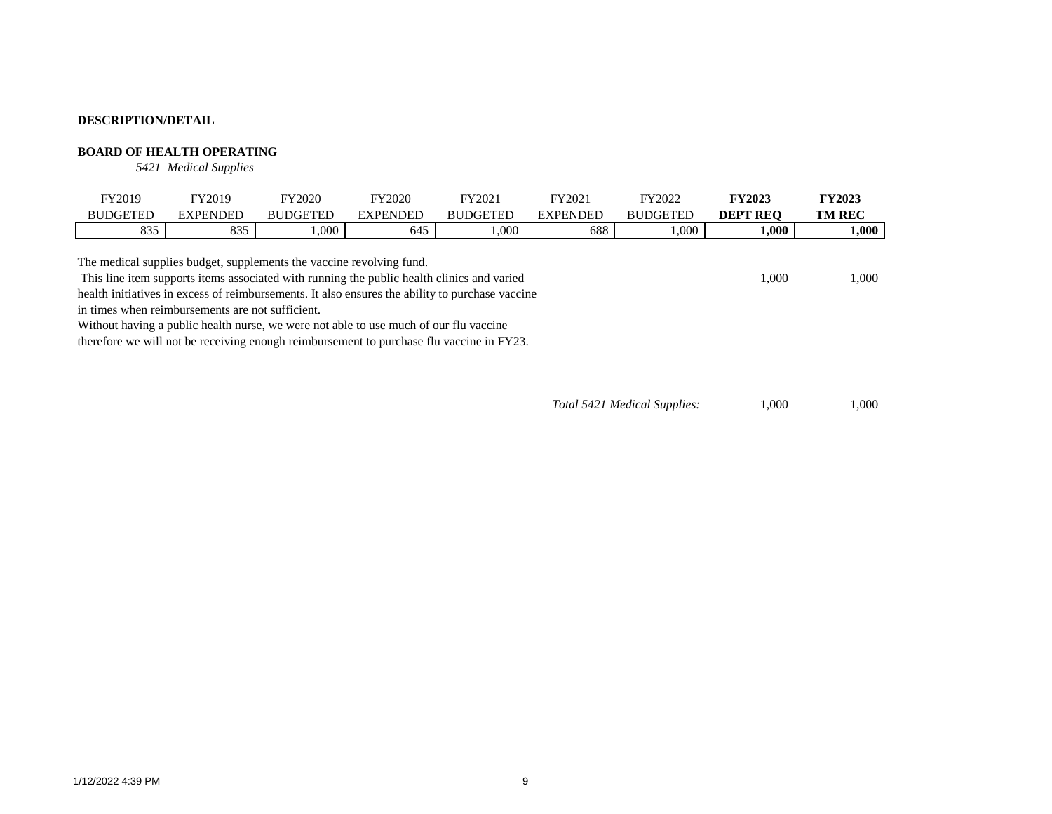**DESCRIPTION/DETAIL**

**BOARD OF HEALTH OPERATING**

*5421 Medical Supplies*

| FY2019 BUDGETED | FY2019 EXPENDED | FY2020 BUDGETED | FY2020 EXPENDED | FY2021 BUDGETED | FY2021 EXPENDED | FY2022 BUDGETED | **FY2023 DEPT REQ** | **FY2023 TM REC** |
|---|---|---|---|---|---|---|---|---|
| 835 | 835 | 1,000 | 645 | 1,000 | 688 | 1,000 | **1,000** | **1,000** |

| Description | FY2023 DEPT REQ | FY2023 TM REC |
|---|---|---|
| The medical supplies budget, supplements the vaccine revolving fund. This line item supports items associated with running the public health clinics and varied health initiatives in excess of reimbursements. It also ensures the ability to purchase vaccine in times when reimbursements are not sufficient. Without having a public health nurse, we were not able to use much of our flu vaccine therefore we will not be receiving enough reimbursement to purchase flu vaccine in FY23. | 1,000 | 1,000 |
| *Total 5421 Medical Supplies:* | 1,000 | 1,000 |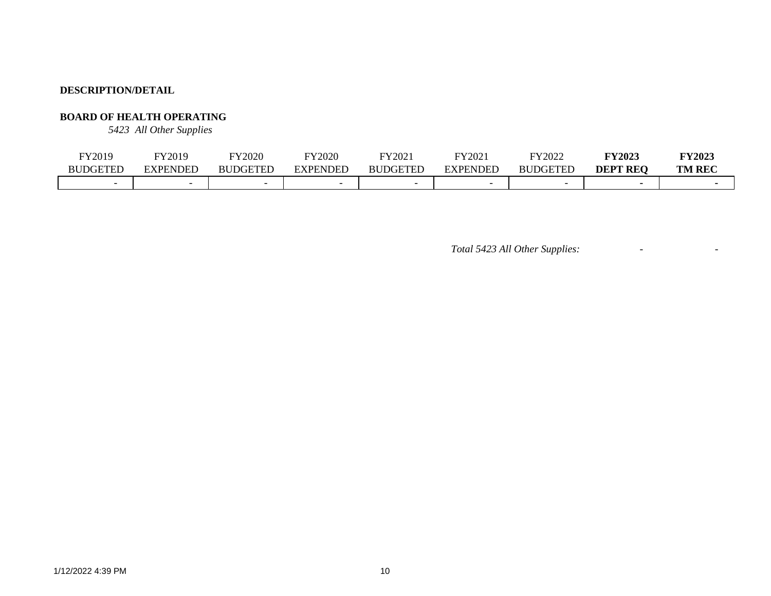**DESCRIPTION/DETAIL**

**BOARD OF HEALTH OPERATING**

*5423 All Other Supplies*

| FY2019 BUDGETED | FY2019 EXPENDED | FY2020 BUDGETED | FY2020 EXPENDED | FY2021 BUDGETED | FY2021 EXPENDED | FY2022 BUDGETED | **FY2023 DEPT REQ** | **FY2023 TM REC** |
|---|---|---|---|---|---|---|---|---|
| - | - | - | - | - | - | - | - | - |

*Total 5423 All Other Supplies:* - -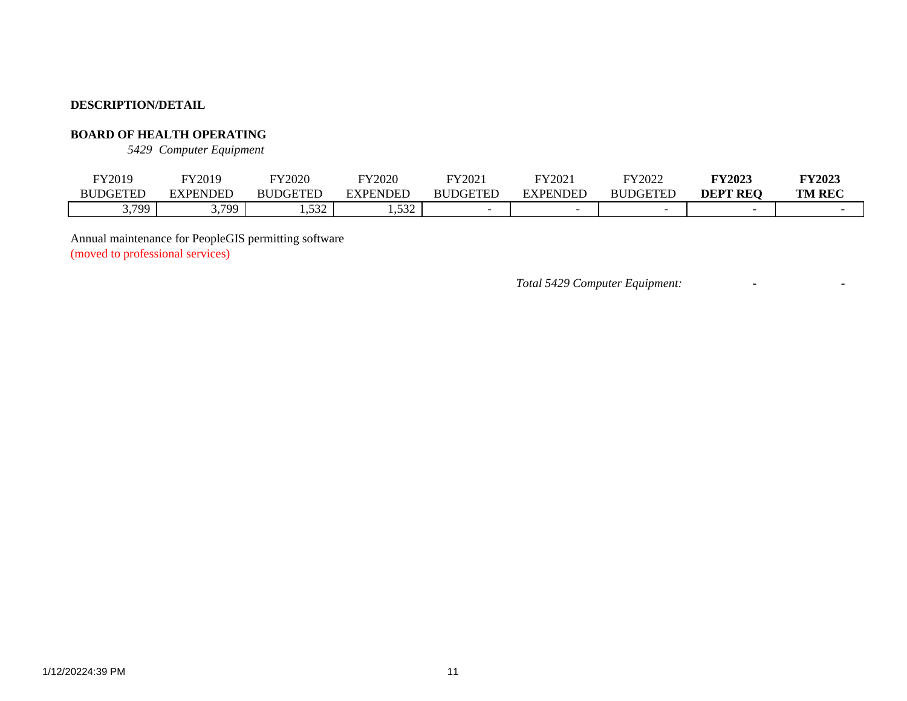**DESCRIPTION/DETAIL**

**BOARD OF HEALTH OPERATING**

*5429 Computer Equipment*

| FY2019 BUDGETED | FY2019 EXPENDED | FY2020 BUDGETED | FY2020 EXPENDED | FY2021 BUDGETED | FY2021 EXPENDED | FY2022 BUDGETED | **FY2023 DEPT REQ** | **FY2023 TM REC** |
|---|---|---|---|---|---|---|---|---|
| 3,799 | 3,799 | 1,532 | 1,532 | - | - | - | - | - |

Annual maintenance for PeopleGIS permitting software
(moved to professional services)

*Total 5429 Computer Equipment:* - -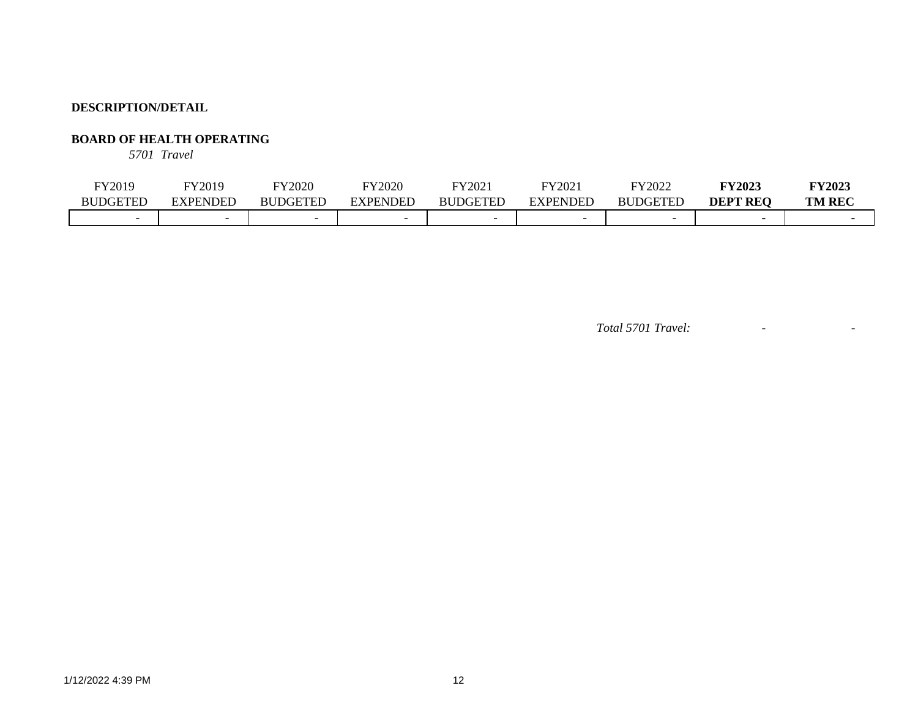**DESCRIPTION/DETAIL**

**BOARD OF HEALTH OPERATING**

*5701 Travel*

| FY2019 BUDGETED | FY2019 EXPENDED | FY2020 BUDGETED | FY2020 EXPENDED | FY2021 BUDGETED | FY2021 EXPENDED | FY2022 BUDGETED | **FY2023 DEPT REQ** | **FY2023 TM REC** |
|---|---|---|---|---|---|---|---|---|
| - | - | - | - | - | - | - | - | - |

| | | |
|---|---|---|
| *Total 5701 Travel:* | - | - |

1/12/2022 4:39 PM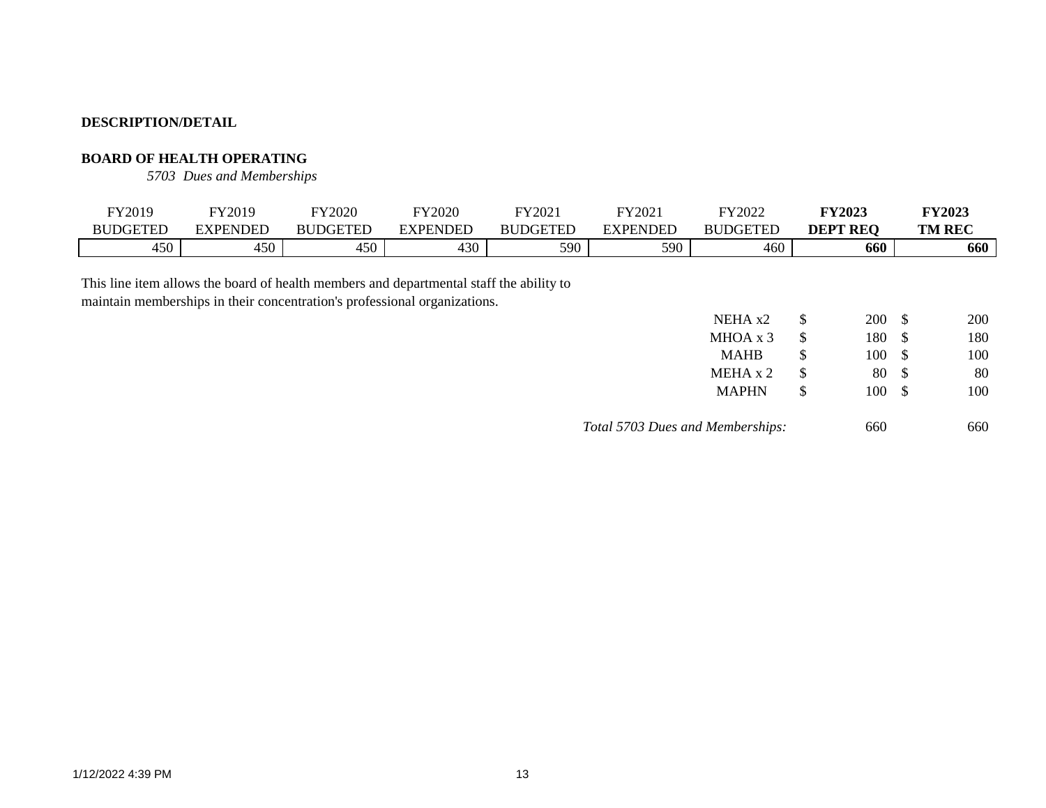**DESCRIPTION/DETAIL**

**BOARD OF HEALTH OPERATING**

*5703 Dues and Memberships*

| FY2019 BUDGETED | FY2019 EXPENDED | FY2020 BUDGETED | FY2020 EXPENDED | FY2021 BUDGETED | FY2021 EXPENDED | FY2022 BUDGETED | **FY2023 DEPT REQ** | **FY2023 TM REC** |
|---|---|---|---|---|---|---|---|---|
| 450 | 450 | 450 | 430 | 590 | 590 | 460 | **660** | **660** |

This line item allows the board of health members and departmental staff the ability to maintain memberships in their concentration's professional organizations.

| | DEPT REQ | TM REC |
|---|---|---|
| NEHA x2 | $ 200 | $ 200 |
| MHOA x 3 | $ 180 | $ 180 |
| MAHB | $ 100 | $ 100 |
| MEHA x 2 | $ 80 | $ 80 |
| MAPHN | $ 100 | $ 100 |
| *Total 5703 Dues and Memberships:* | 660 | 660 |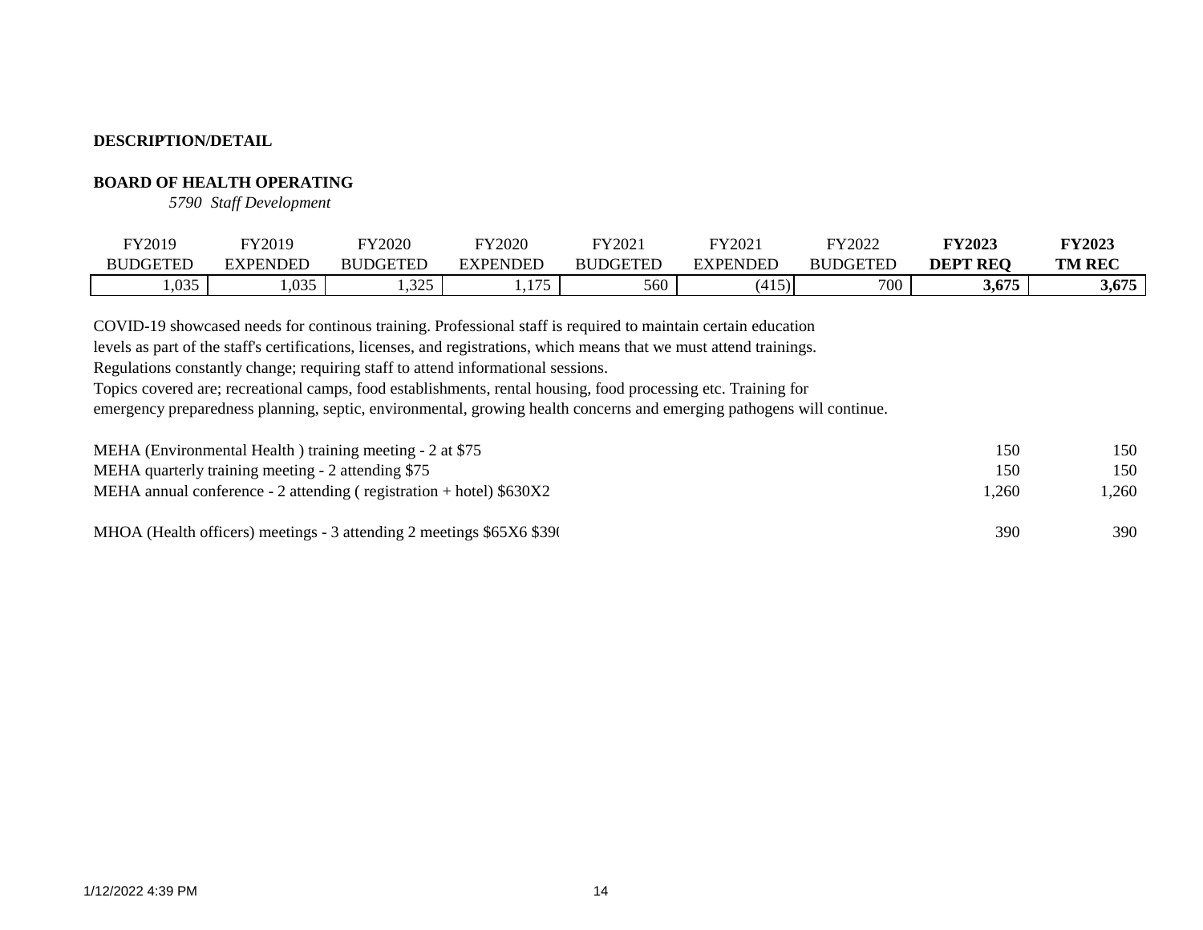**DESCRIPTION/DETAIL**

**BOARD OF HEALTH OPERATING**

*5790 Staff Development*

| FY2019 BUDGETED | FY2019 EXPENDED | FY2020 BUDGETED | FY2020 EXPENDED | FY2021 BUDGETED | FY2021 EXPENDED | FY2022 BUDGETED | **FY2023 DEPT REQ** | **FY2023 TM REC** |
|---|---|---|---|---|---|---|---|---|
| 1,035 | 1,035 | 1,325 | 1,175 | 560 | (415) | 700 | **3,675** | **3,675** |

COVID-19 showcased needs for continous training. Professional staff is required to maintain certain education levels as part of the staff's certifications, licenses, and registrations, which means that we must attend trainings. Regulations constantly change; requiring staff to attend informational sessions. Topics covered are; recreational camps, food establishments, rental housing, food processing etc. Training for emergency preparedness planning, septic, environmental, growing health concerns and emerging pathogens will continue.

| Description | FY2023 DEPT REQ | FY2023 TM REC |
|---|---|---|
| MEHA (Environmental Health ) training meeting - 2 at $75 | 150 | 150 |
| MEHA quarterly training meeting - 2 attending $75 | 150 | 150 |
| MEHA annual conference - 2 attending ( registration + hotel) $630X2 | 1,260 | 1,260 |
| MHOA (Health officers) meetings - 3 attending 2 meetings $65X6 $39( | 390 | 390 |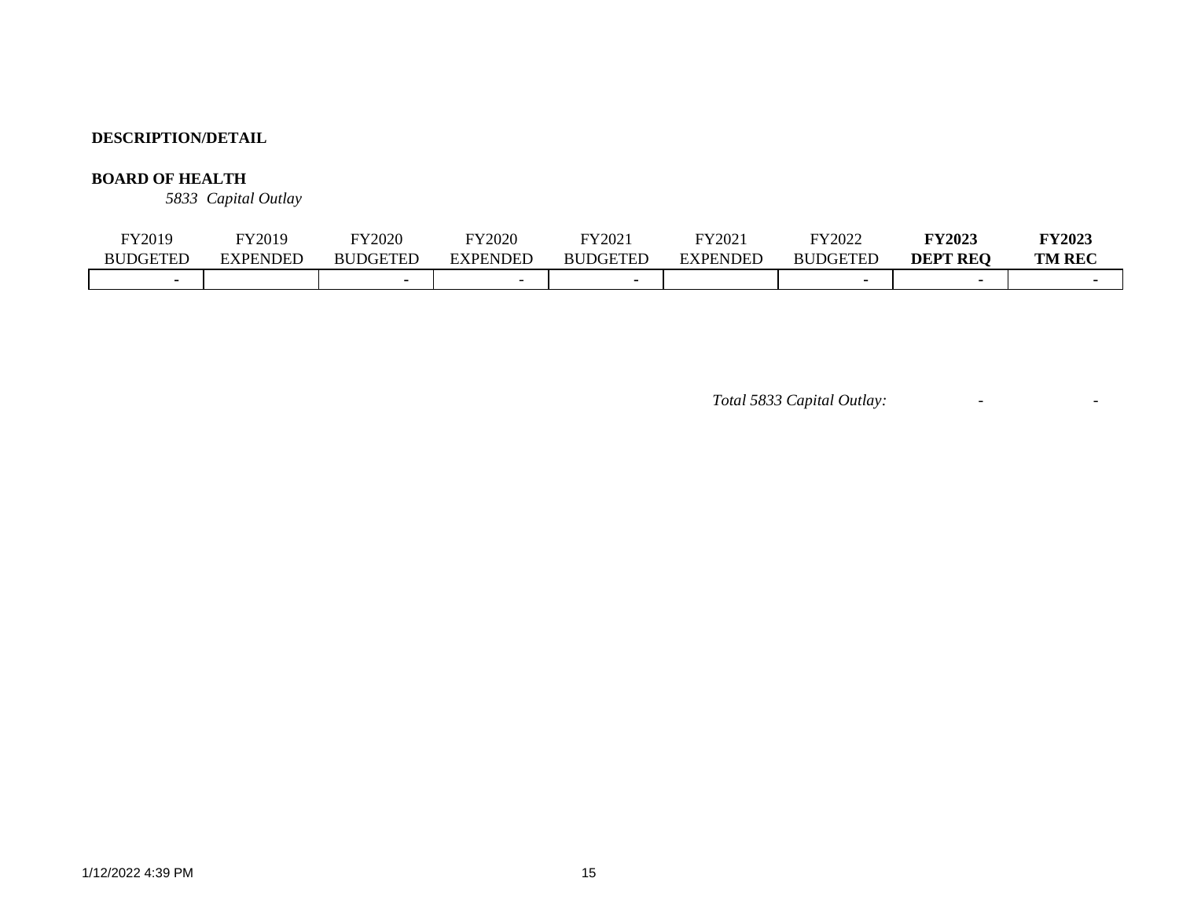**DESCRIPTION/DETAIL**

**BOARD OF HEALTH**

*5833 Capital Outlay*

| FY2019 BUDGETED | FY2019 EXPENDED | FY2020 BUDGETED | FY2020 EXPENDED | FY2021 BUDGETED | FY2021 EXPENDED | FY2022 BUDGETED | **FY2023 DEPT REQ** | **FY2023 TM REC** |
|---|---|---|---|---|---|---|---|---|
| - | | - | - | - | | - | - | - |

*Total 5833 Capital Outlay:* - -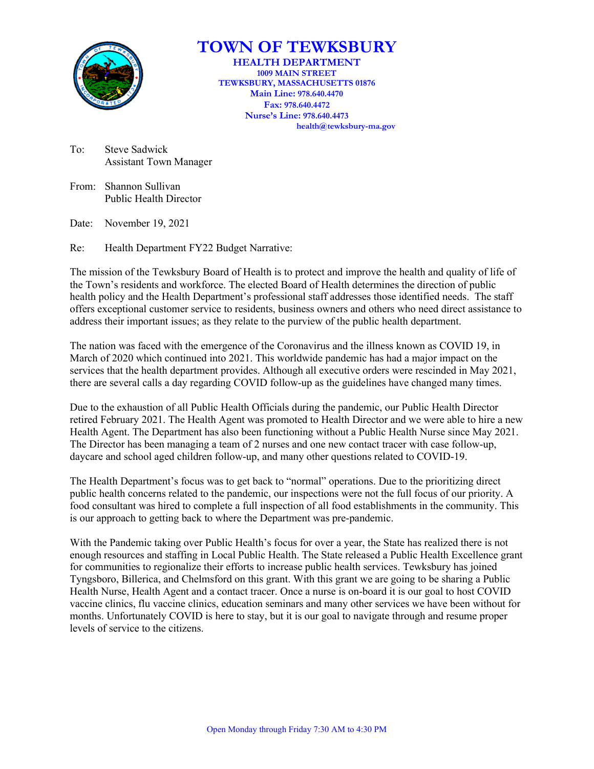# TOWN OF TEWKSBURY

**HEALTH DEPARTMENT**
**1009 MAIN STREET**
**TEWKSBURY, MASSACHUSETTS 01876**
**Main Line: 978.640.4470**
**Fax: 978.640.4472**
**Nurse's Line: 978.640.4473**
**health@tewksbury-ma.gov**

To: Steve Sadwick
Assistant Town Manager

From: Shannon Sullivan
Public Health Director

Date: November 19, 2021

Re: Health Department FY22 Budget Narrative:

The mission of the Tewksbury Board of Health is to protect and improve the health and quality of life of the Town's residents and workforce. The elected Board of Health determines the direction of public health policy and the Health Department's professional staff addresses those identified needs. The staff offers exceptional customer service to residents, business owners and others who need direct assistance to address their important issues; as they relate to the purview of the public health department.

The nation was faced with the emergence of the Coronavirus and the illness known as COVID 19, in March of 2020 which continued into 2021. This worldwide pandemic has had a major impact on the services that the health department provides. Although all executive orders were rescinded in May 2021, there are several calls a day regarding COVID follow-up as the guidelines have changed many times.

Due to the exhaustion of all Public Health Officials during the pandemic, our Public Health Director retired February 2021. The Health Agent was promoted to Health Director and we were able to hire a new Health Agent. The Department has also been functioning without a Public Health Nurse since May 2021. The Director has been managing a team of 2 nurses and one new contact tracer with case follow-up, daycare and school aged children follow-up, and many other questions related to COVID-19.

The Health Department's focus was to get back to "normal" operations. Due to the prioritizing direct public health concerns related to the pandemic, our inspections were not the full focus of our priority. A food consultant was hired to complete a full inspection of all food establishments in the community. This is our approach to getting back to where the Department was pre-pandemic.

With the Pandemic taking over Public Health's focus for over a year, the State has realized there is not enough resources and staffing in Local Public Health. The State released a Public Health Excellence grant for communities to regionalize their efforts to increase public health services. Tewksbury has joined Tyngsboro, Billerica, and Chelmsford on this grant. With this grant we are going to be sharing a Public Health Nurse, Health Agent and a contact tracer. Once a nurse is on-board it is our goal to host COVID vaccine clinics, flu vaccine clinics, education seminars and many other services we have been without for months. Unfortunately COVID is here to stay, but it is our goal to navigate through and resume proper levels of service to the citizens.

Open Monday through Friday 7:30 AM to 4:30 PM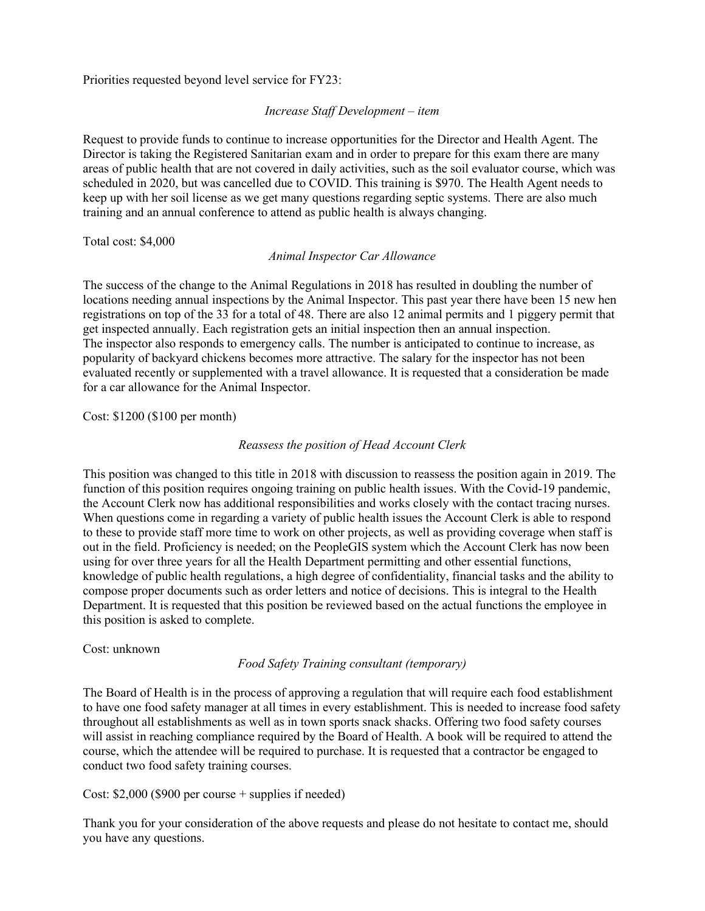Priorities requested beyond level service for FY23:

*Increase Staff Development – item*

Request to provide funds to continue to increase opportunities for the Director and Health Agent. The Director is taking the Registered Sanitarian exam and in order to prepare for this exam there are many areas of public health that are not covered in daily activities, such as the soil evaluator course, which was scheduled in 2020, but was cancelled due to COVID. This training is $970. The Health Agent needs to keep up with her soil license as we get many questions regarding septic systems. There are also much training and an annual conference to attend as public health is always changing.

Total cost: $4,000

*Animal Inspector Car Allowance*

The success of the change to the Animal Regulations in 2018 has resulted in doubling the number of locations needing annual inspections by the Animal Inspector. This past year there have been 15 new hen registrations on top of the 33 for a total of 48. There are also 12 animal permits and 1 piggery permit that get inspected annually. Each registration gets an initial inspection then an annual inspection.
The inspector also responds to emergency calls. The number is anticipated to continue to increase, as popularity of backyard chickens becomes more attractive. The salary for the inspector has not been evaluated recently or supplemented with a travel allowance. It is requested that a consideration be made for a car allowance for the Animal Inspector.

Cost: $1200 ($100 per month)

*Reassess the position of Head Account Clerk*

This position was changed to this title in 2018 with discussion to reassess the position again in 2019. The function of this position requires ongoing training on public health issues. With the Covid-19 pandemic, the Account Clerk now has additional responsibilities and works closely with the contact tracing nurses. When questions come in regarding a variety of public health issues the Account Clerk is able to respond to these to provide staff more time to work on other projects, as well as providing coverage when staff is out in the field. Proficiency is needed; on the PeopleGIS system which the Account Clerk has now been using for over three years for all the Health Department permitting and other essential functions, knowledge of public health regulations, a high degree of confidentiality, financial tasks and the ability to compose proper documents such as order letters and notice of decisions. This is integral to the Health Department. It is requested that this position be reviewed based on the actual functions the employee in this position is asked to complete.

Cost: unknown

*Food Safety Training consultant (temporary)*

The Board of Health is in the process of approving a regulation that will require each food establishment to have one food safety manager at all times in every establishment. This is needed to increase food safety throughout all establishments as well as in town sports snack shacks. Offering two food safety courses will assist in reaching compliance required by the Board of Health. A book will be required to attend the course, which the attendee will be required to purchase. It is requested that a contractor be engaged to conduct two food safety training courses.

Cost: $2,000 ($900 per course + supplies if needed)

Thank you for your consideration of the above requests and please do not hesitate to contact me, should you have any questions.